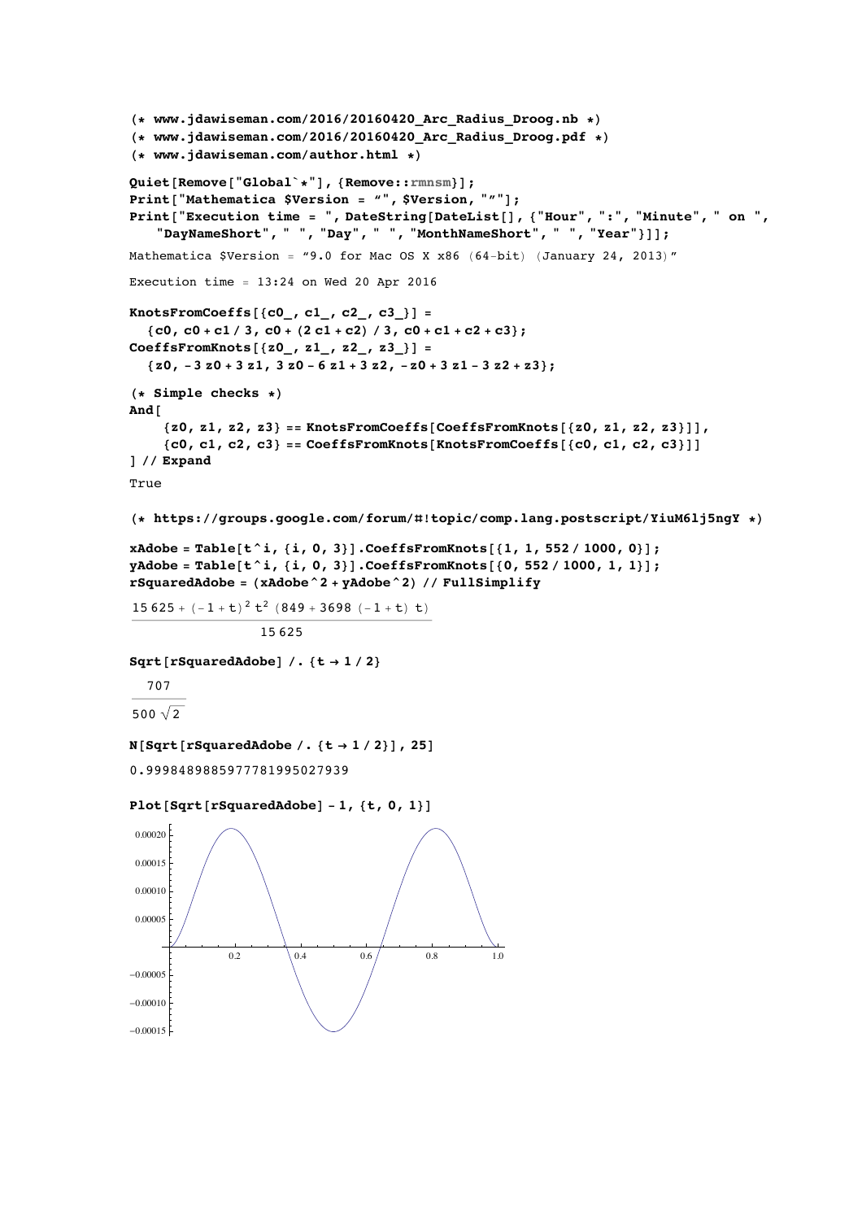```
(* www.jdawiseman.com/2016/20160420_Arc_Radius_Droog.nb *)
(* www.jdawiseman.com/2016/20160420_Arc_Radius_Droog.pdf *)
(* www.jdawiseman.com/author.html *)

Quiet[Remove["Global`*"], {Remove::rmnsm}];
Print["Mathematica $Version = “", $Version, "”"];
Print["Execution time = ", DateString[DateList[], {"Hour", ":", "Minute", " on ",
    "DayNameShort", " ", "Day", " ", "MonthNameShort", " ", "Year"}]];
```

Mathematica $Version = “9.0 for Mac OS X x86 (64-bit) (January 24, 2013)”

Execution time = 13:24 on Wed 20 Apr 2016

```
KnotsFromCoeffs[{c0_, c1_, c2_, c3_}] =
  {c0, c0 + c1 / 3, c0 + (2 c1 + c2) / 3, c0 + c1 + c2 + c3};
CoeffsFromKnots[{z0_, z1_, z2_, z3_}] =
  {z0, -3 z0 + 3 z1, 3 z0 - 6 z1 + 3 z2, -z0 + 3 z1 - 3 z2 + z3};

(* Simple checks *)
And[
    {z0, z1, z2, z3} == KnotsFromCoeffs[CoeffsFromKnots[{z0, z1, z2, z3}]],
    {c0, c1, c2, c3} == CoeffsFromKnots[KnotsFromCoeffs[{c0, c1, c2, c3}]]
] // Expand
```

True

```
(* https://groups.google.com/forum/#!topic/comp.lang.postscript/YiuM6lj5ngY *)

xAdobe = Table[t^i, {i, 0, 3}].CoeffsFromKnots[{1, 1, 552 / 1000, 0}];
yAdobe = Table[t^i, {i, 0, 3}].CoeffsFromKnots[{0, 552 / 1000, 1, 1}];
rSquaredAdobe = (xAdobe^2 + yAdobe^2) // FullSimplify
```

$$\frac{15\,625 + (-1+t)^2\, t^2\, (849 + 3698\, (-1+t)\, t)}{15\,625}$$

```
Sqrt[rSquaredAdobe] /. {t → 1 / 2}
```

$$\frac{707}{500\sqrt{2}}$$

```
N[Sqrt[rSquaredAdobe /. {t → 1 / 2}], 25]
```

0.9998489885977781995027939

```
Plot[Sqrt[rSquaredAdobe] - 1, {t, 0, 1}]
```

0.00020
0.00015
0.00010
0.00005
−0.00005
−0.00010
−0.00015
0.2
0.4
0.6
0.8
1.0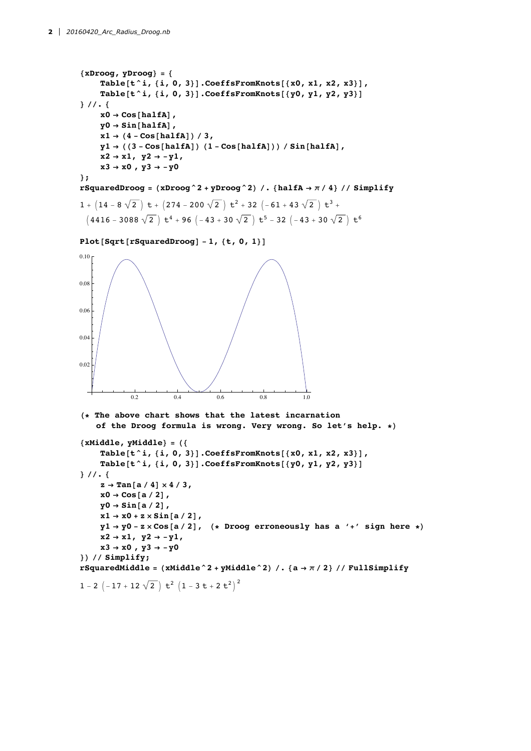```
{xDroog, yDroog} = {
    Table[t^i, {i, 0, 3}].CoeffsFromKnots[{x0, x1, x2, x3}],
    Table[t^i, {i, 0, 3}].CoeffsFromKnots[{y0, y1, y2, y3}]
} //. {
    x0 → Cos[halfA],
    y0 → Sin[halfA],
    x1 → (4 - Cos[halfA]) / 3,
    y1 → ((3 - Cos[halfA]) (1 - Cos[halfA])) / Sin[halfA],
    x2 → x1, y2 → -y1,
    x3 → x0 , y3 → -y0
};
rSquaredDroog = (xDroog^2 + yDroog^2) /. {halfA → π / 4} // Simplify
```

$$1 + \left(14 - 8\sqrt{2}\right) t + \left(274 - 200\sqrt{2}\right) t^2 + 32\left(-61 + 43\sqrt{2}\right) t^3 + \left(4416 - 3088\sqrt{2}\right) t^4 + 96\left(-43 + 30\sqrt{2}\right) t^5 - 32\left(-43 + 30\sqrt{2}\right) t^6$$

```
Plot[Sqrt[rSquaredDroog] - 1, {t, 0, 1}]
```

0.10
0.08
0.06
0.04
0.02
0.2
0.4
0.6
0.8
1.0

```
(* The above chart shows that the latest incarnation
   of the Droog formula is wrong. Very wrong. So let's help. *)

{xMiddle, yMiddle} = ({
    Table[t^i, {i, 0, 3}].CoeffsFromKnots[{x0, x1, x2, x3}],
    Table[t^i, {i, 0, 3}].CoeffsFromKnots[{y0, y1, y2, y3}]
} //. {
    z → Tan[a / 4] × 4 / 3,
    x0 → Cos[a / 2],
    y0 → Sin[a / 2],
    x1 → x0 + z × Sin[a / 2],
    y1 → y0 - z × Cos[a / 2],  (* Droog erroneously has a '+' sign here *)
    x2 → x1, y2 → -y1,
    x3 → x0 , y3 → -y0
}) // Simplify;
rSquaredMiddle = (xMiddle^2 + yMiddle^2) /. {a → π / 2} // FullSimplify
```

$$1 - 2\left(-17 + 12\sqrt{2}\right) t^2 \left(1 - 3t + 2t^2\right)^2$$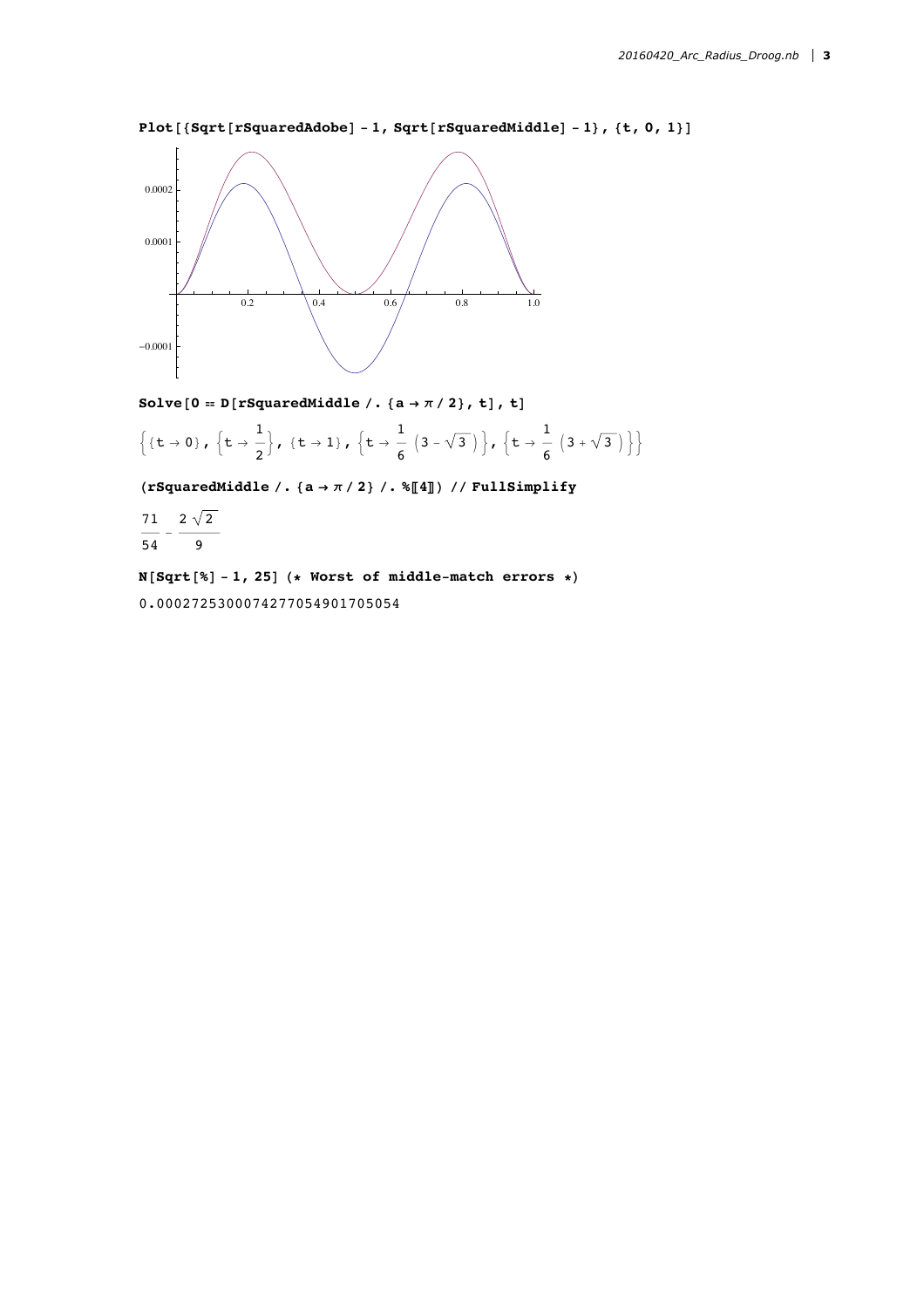```
Plot[{Sqrt[rSquaredAdobe] - 1, Sqrt[rSquaredMiddle] - 1}, {t, 0, 1}]
```

0.0002
0.0001
−0.0001
0.2
0.4
0.6
0.8
1.0

```
Solve[0 == D[rSquaredMiddle /. {a → π / 2}, t], t]
```

$$\left\{\{t \to 0\},\ \left\{t \to \frac{1}{2}\right\},\ \{t \to 1\},\ \left\{t \to \frac{1}{6}\left(3 - \sqrt{3}\right)\right\},\ \left\{t \to \frac{1}{6}\left(3 + \sqrt{3}\right)\right\}\right\}$$

```
(rSquaredMiddle /. {a → π / 2} /. %[[4]]) // FullSimplify
```

$$\frac{71}{54} - \frac{2\sqrt{2}}{9}$$

```
N[Sqrt[%] - 1, 25] (* Worst of middle-match errors *)
```

0.0002725300074277054901705054